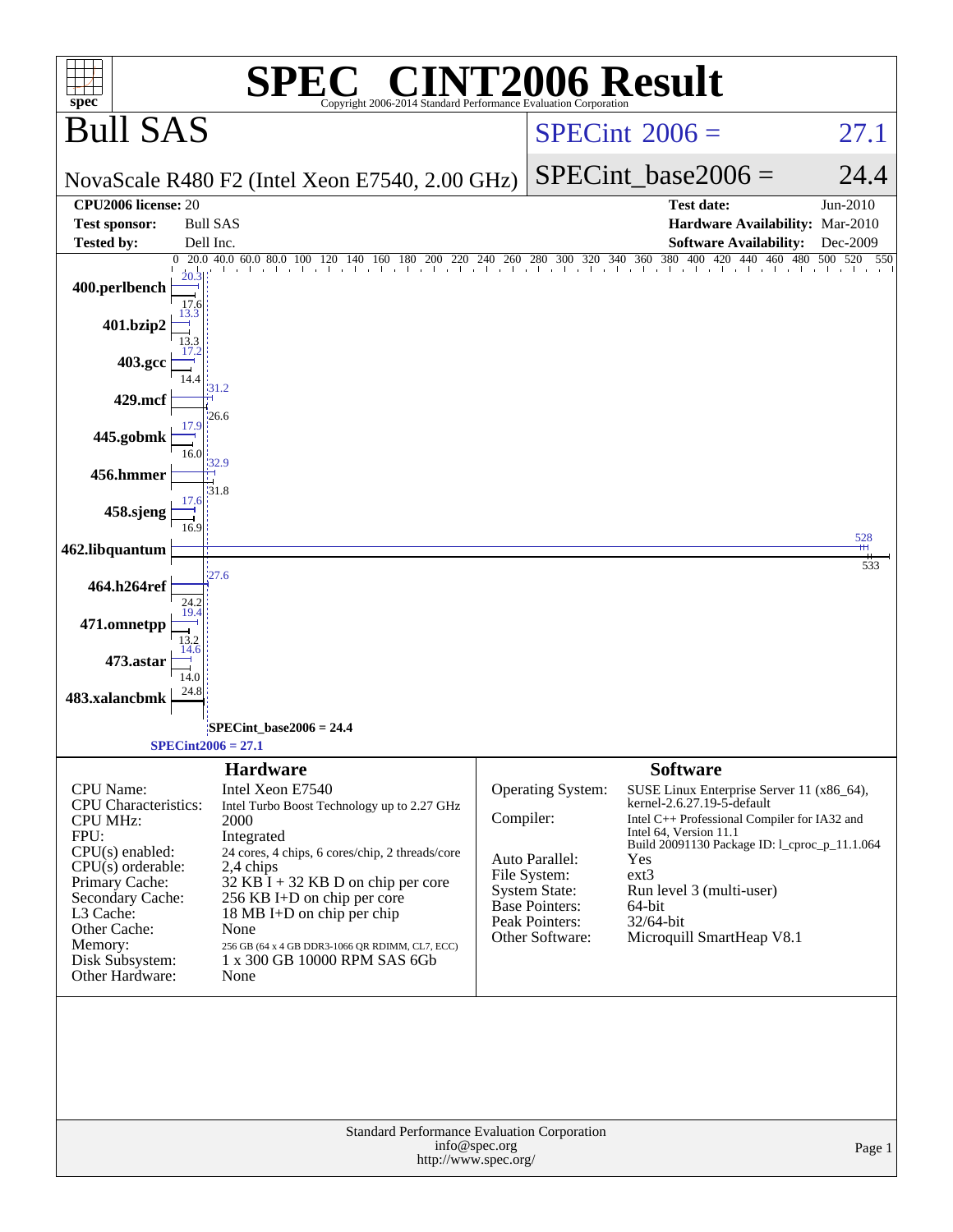# SPEC CINT2006 Result

Copyright 2006-2014 Standard Performance Evaluation Corporation

## Bull SAS

NovaScale R480 F2 (Intel Xeon E7540, 2.00 GHz)

SPECint 2006 = 27.1

SPECint_base2006 = 24.4

| | | | |
|---|---|---|---|
| **CPU2006 license:** | 20 | **Test date:** | Jun-2010 |
| **Test sponsor:** | Bull SAS | **Hardware Availability:** | Mar-2010 |
| **Tested by:** | Dell Inc. | **Software Availability:** | Dec-2009 |

| Benchmark | Peak | Base |
|---|---|---|
| 400.perlbench | 20.3 | 17.6 |
| 401.bzip2 | 13.3 | 13.3 |
| 403.gcc | 17.2 | 14.4 |
| 429.mcf | 31.2 | 26.6 |
| 445.gobmk | 17.9 | 16.0 |
| 456.hmmer | 32.9 | 31.8 |
| 458.sjeng | 17.6 | 16.9 |
| 462.libquantum | 528 | 533 |
| 464.h264ref | 27.6 | 24.2 |
| 471.omnetpp | 19.4 | 13.2 |
| 473.astar | 14.6 | 14.0 |
| 483.xalancbmk | | 24.8 |

SPECint_base2006 = 24.4

SPECint2006 = 27.1

### Hardware

| | |
|---|---|
| CPU Name: | Intel Xeon E7540 |
| CPU Characteristics: | Intel Turbo Boost Technology up to 2.27 GHz |
| CPU MHz: | 2000 |
| FPU: | Integrated |
| CPU(s) enabled: | 24 cores, 4 chips, 6 cores/chip, 2 threads/core |
| CPU(s) orderable: | 2,4 chips |
| Primary Cache: | 32 KB I + 32 KB D on chip per core |
| Secondary Cache: | 256 KB I+D on chip per core |
| L3 Cache: | 18 MB I+D on chip per chip |
| Other Cache: | None |
| Memory: | 256 GB (64 x 4 GB DDR3-1066 QR RDIMM, CL7, ECC) |
| Disk Subsystem: | 1 x 300 GB 10000 RPM SAS 6Gb |
| Other Hardware: | None |

### Software

| | |
|---|---|
| Operating System: | SUSE Linux Enterprise Server 11 (x86_64), kernel-2.6.27.19-5-default |
| Compiler: | Intel C++ Professional Compiler for IA32 and Intel 64, Version 11.1 Build 20091130 Package ID: l_cproc_p_11.1.064 |
| Auto Parallel: | Yes |
| File System: | ext3 |
| System State: | Run level 3 (multi-user) |
| Base Pointers: | 64-bit |
| Peak Pointers: | 32/64-bit |
| Other Software: | Microquill SmartHeap V8.1 |

Standard Performance Evaluation Corporation
info@spec.org
http://www.spec.org/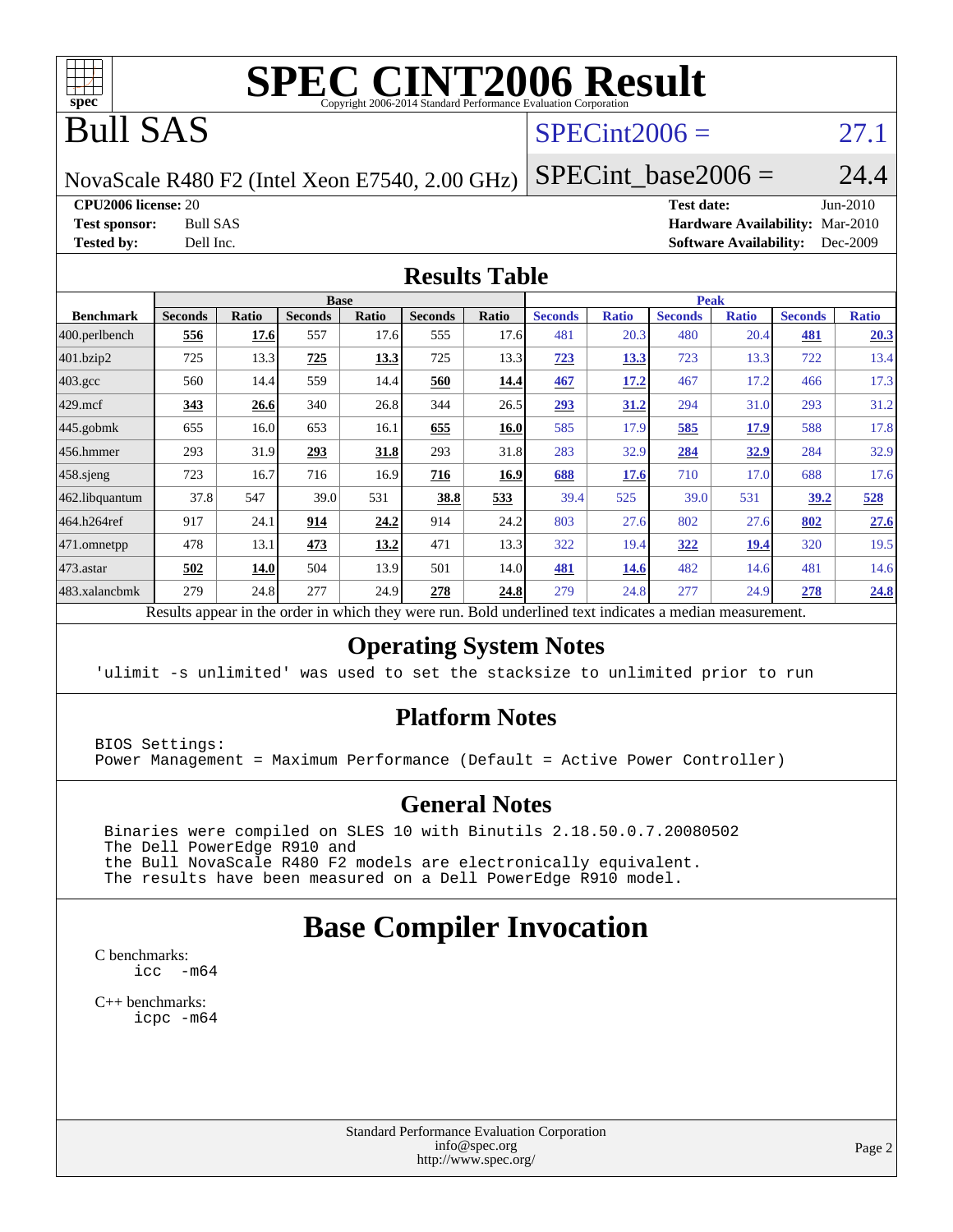# SPEC CINT2006 Result

Copyright 2006-2014 Standard Performance Evaluation Corporation

# Bull SAS

NovaScale R480 F2 (Intel Xeon E7540, 2.00 GHz)

SPECint2006 = 27.1

SPECint_base2006 = 24.4

**CPU2006 license:** 20
**Test sponsor:** Bull SAS
**Tested by:** Dell Inc.

**Test date:** Jun-2010
**Hardware Availability:** Mar-2010
**Software Availability:** Dec-2009

## Results Table

| Benchmark | Base | | | | | | Peak | | | | | |
|---|---|---|---|---|---|---|---|---|---|---|---|---|
| | Seconds | Ratio | Seconds | Ratio | Seconds | Ratio | Seconds | Ratio | Seconds | Ratio | Seconds | Ratio |
| 400.perlbench | **556** | **17.6** | 557 | 17.6 | 555 | 17.6 | 481 | 20.3 | 480 | 20.4 | **481** | **20.3** |
| 401.bzip2 | 725 | 13.3 | **725** | **13.3** | 725 | 13.3 | **723** | **13.3** | 723 | 13.3 | 722 | 13.4 |
| 403.gcc | 560 | 14.4 | 559 | 14.4 | **560** | **14.4** | **467** | **17.2** | 467 | 17.2 | 466 | 17.3 |
| 429.mcf | **343** | **26.6** | 340 | 26.8 | 344 | 26.5 | **293** | **31.2** | 294 | 31.0 | 293 | 31.2 |
| 445.gobmk | 655 | 16.0 | 653 | 16.1 | **655** | **16.0** | 585 | 17.9 | **585** | **17.9** | 588 | 17.8 |
| 456.hmmer | 293 | 31.9 | **293** | **31.8** | 293 | 31.8 | 283 | 32.9 | **284** | **32.9** | 284 | 32.9 |
| 458.sjeng | 723 | 16.7 | 716 | 16.9 | **716** | **16.9** | **688** | **17.6** | 710 | 17.0 | 688 | 17.6 |
| 462.libquantum | 37.8 | 547 | 39.0 | 531 | **38.8** | **533** | 39.4 | 525 | 39.0 | 531 | **39.2** | **528** |
| 464.h264ref | 917 | 24.1 | **914** | **24.2** | 914 | 24.2 | 803 | 27.6 | 802 | 27.6 | **802** | **27.6** |
| 471.omnetpp | 478 | 13.1 | **473** | **13.2** | 471 | 13.3 | 322 | 19.4 | **322** | **19.4** | 320 | 19.5 |
| 473.astar | **502** | **14.0** | 504 | 13.9 | 501 | 14.0 | **481** | **14.6** | 482 | 14.6 | 481 | 14.6 |
| 483.xalancbmk | 279 | 24.8 | 277 | 24.9 | **278** | **24.8** | 279 | 24.8 | 277 | 24.9 | **278** | **24.8** |

Results appear in the order in which they were run. Bold underlined text indicates a median measurement.

## Operating System Notes

```
'ulimit -s unlimited' was used to set the stacksize to unlimited prior to run
```

## Platform Notes

```
BIOS Settings:
Power Management = Maximum Performance (Default = Active Power Controller)
```

## General Notes

```
Binaries were compiled on SLES 10 with Binutils 2.18.50.0.7.20080502
The Dell PowerEdge R910 and
the Bull NovaScale R480 F2 models are electronically equivalent.
The results have been measured on a Dell PowerEdge R910 model.
```

# Base Compiler Invocation

C benchmarks:
```
icc  -m64
```

C++ benchmarks:
```
icpc -m64
```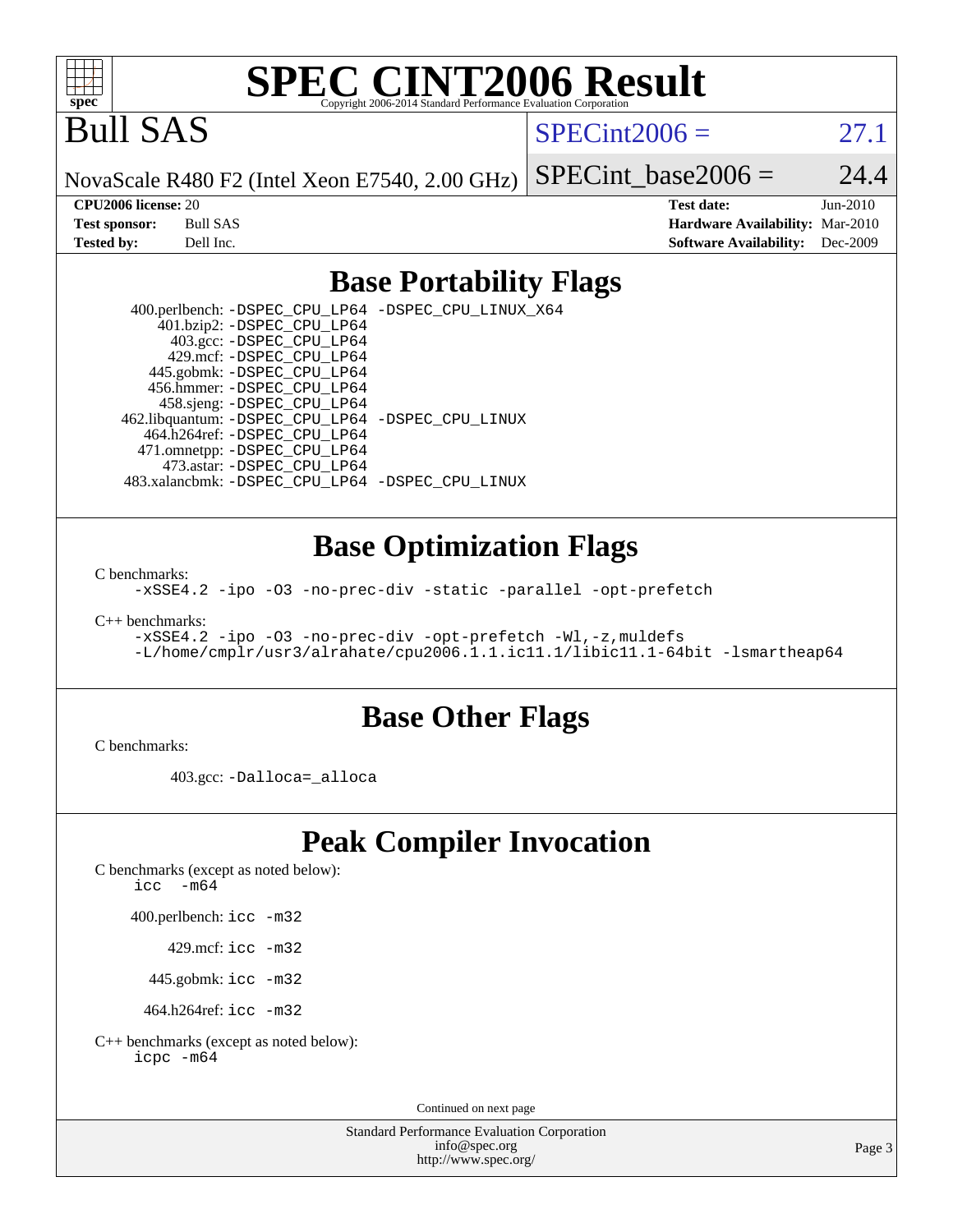# SPEC CINT2006 Result

Copyright 2006-2014 Standard Performance Evaluation Corporation

## Bull SAS

NovaScale R480 F2 (Intel Xeon E7540, 2.00 GHz)

SPECint2006 = 27.1

SPECint_base2006 = 24.4

| | | | |
|---|---|---|---|
| **CPU2006 license:** | 20 | **Test date:** | Jun-2010 |
| **Test sponsor:** | Bull SAS | **Hardware Availability:** | Mar-2010 |
| **Tested by:** | Dell Inc. | **Software Availability:** | Dec-2009 |

## Base Portability Flags

400.perlbench: `-DSPEC_CPU_LP64 -DSPEC_CPU_LINUX_X64`
401.bzip2: `-DSPEC_CPU_LP64`
403.gcc: `-DSPEC_CPU_LP64`
429.mcf: `-DSPEC_CPU_LP64`
445.gobmk: `-DSPEC_CPU_LP64`
456.hmmer: `-DSPEC_CPU_LP64`
458.sjeng: `-DSPEC_CPU_LP64`
462.libquantum: `-DSPEC_CPU_LP64 -DSPEC_CPU_LINUX`
464.h264ref: `-DSPEC_CPU_LP64`
471.omnetpp: `-DSPEC_CPU_LP64`
473.astar: `-DSPEC_CPU_LP64`
483.xalancbmk: `-DSPEC_CPU_LP64 -DSPEC_CPU_LINUX`

## Base Optimization Flags

C benchmarks:

```
-xSSE4.2 -ipo -O3 -no-prec-div -static -parallel -opt-prefetch
```

C++ benchmarks:

```
-xSSE4.2 -ipo -O3 -no-prec-div -opt-prefetch -Wl,-z,muldefs
-L/home/cmplr/usr3/alrahate/cpu2006.1.1.ic11.1/libic11.1-64bit -lsmartheap64
```

## Base Other Flags

C benchmarks:

403.gcc: `-Dalloca=_alloca`

## Peak Compiler Invocation

C benchmarks (except as noted below):
`icc -m64`

400.perlbench: `icc -m32`

429.mcf: `icc -m32`

445.gobmk: `icc -m32`

464.h264ref: `icc -m32`

C++ benchmarks (except as noted below):
`icpc -m64`

Continued on next page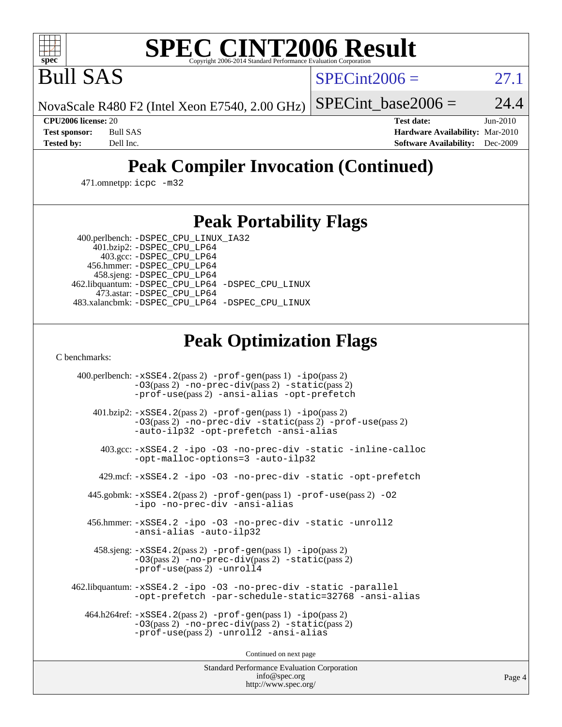# SPEC CINT2006 Result

Bull SAS

NovaScale R480 F2 (Intel Xeon E7540, 2.00 GHz)

SPECint2006 = 27.1

SPECint_base2006 = 24.4

**CPU2006 license:** 20

**Test sponsor:** Bull SAS

**Tested by:** Dell Inc.

**Test date:** Jun-2010

**Hardware Availability:** Mar-2010

**Software Availability:** Dec-2009

## Peak Compiler Invocation (Continued)

471.omnetpp: icpc -m32

## Peak Portability Flags

400.perlbench: -DSPEC_CPU_LINUX_IA32
401.bzip2: -DSPEC_CPU_LP64
403.gcc: -DSPEC_CPU_LP64
456.hmmer: -DSPEC_CPU_LP64
458.sjeng: -DSPEC_CPU_LP64
462.libquantum: -DSPEC_CPU_LP64 -DSPEC_CPU_LINUX
473.astar: -DSPEC_CPU_LP64
483.xalancbmk: -DSPEC_CPU_LP64 -DSPEC_CPU_LINUX

## Peak Optimization Flags

C benchmarks:

400.perlbench: -xSSE4.2(pass 2) -prof-gen(pass 1) -ipo(pass 2) -O3(pass 2) -no-prec-div(pass 2) -static(pass 2) -prof-use(pass 2) -ansi-alias -opt-prefetch

401.bzip2: -xSSE4.2(pass 2) -prof-gen(pass 1) -ipo(pass 2) -O3(pass 2) -no-prec-div -static(pass 2) -prof-use(pass 2) -auto-ilp32 -opt-prefetch -ansi-alias

403.gcc: -xSSE4.2 -ipo -O3 -no-prec-div -static -inline-calloc -opt-malloc-options=3 -auto-ilp32

429.mcf: -xSSE4.2 -ipo -O3 -no-prec-div -static -opt-prefetch

445.gobmk: -xSSE4.2(pass 2) -prof-gen(pass 1) -prof-use(pass 2) -O2 -ipo -no-prec-div -ansi-alias

456.hmmer: -xSSE4.2 -ipo -O3 -no-prec-div -static -unroll2 -ansi-alias -auto-ilp32

458.sjeng: -xSSE4.2(pass 2) -prof-gen(pass 1) -ipo(pass 2) -O3(pass 2) -no-prec-div(pass 2) -static(pass 2) -prof-use(pass 2) -unroll4

462.libquantum: -xSSE4.2 -ipo -O3 -no-prec-div -static -parallel -opt-prefetch -par-schedule-static=32768 -ansi-alias

464.h264ref: -xSSE4.2(pass 2) -prof-gen(pass 1) -ipo(pass 2) -O3(pass 2) -no-prec-div(pass 2) -static(pass 2) -prof-use(pass 2) -unroll2 -ansi-alias

Continued on next page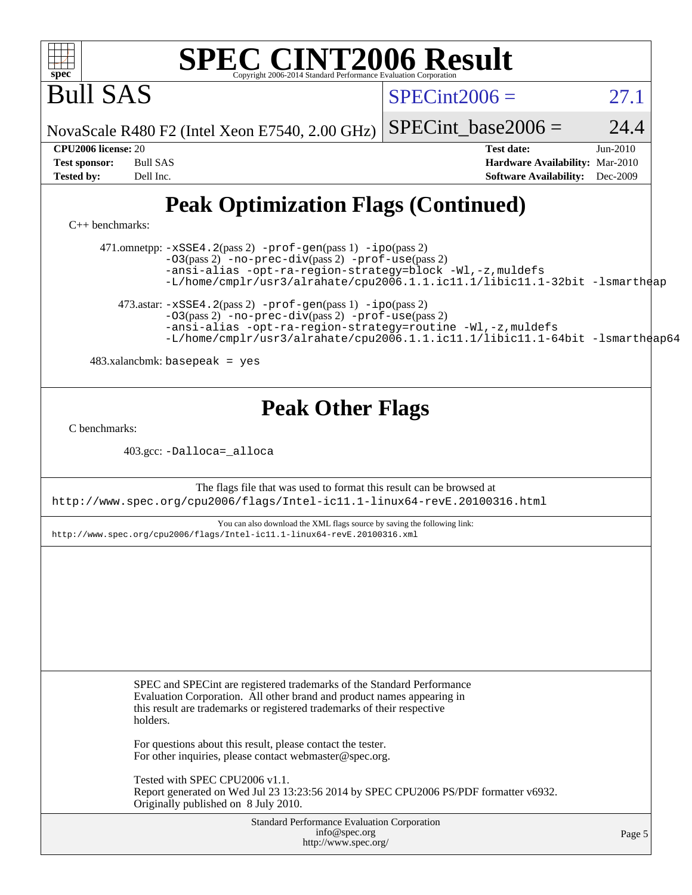# SPEC CINT2006 Result

Copyright 2006-2014 Standard Performance Evaluation Corporation

# Bull SAS

NovaScale R480 F2 (Intel Xeon E7540, 2.00 GHz)

SPECint2006 = 27.1

SPECint_base2006 = 24.4

| | | | |
|---|---|---|---|
| **CPU2006 license:** | 20 | **Test date:** | Jun-2010 |
| **Test sponsor:** | Bull SAS | **Hardware Availability:** | Mar-2010 |
| **Tested by:** | Dell Inc. | **Software Availability:** | Dec-2009 |

## Peak Optimization Flags (Continued)

C++ benchmarks:

471.omnetpp: `-xSSE4.2`(pass 2) `-prof-gen`(pass 1) `-ipo`(pass 2) `-O3`(pass 2) `-no-prec-div`(pass 2) `-prof-use`(pass 2) `-ansi-alias` `-opt-ra-region-strategy=block` `-Wl,-z,muldefs` `-L/home/cmplr/usr3/alrahate/cpu2006.1.1.ic11.1/libic11.1-32bit` `-lsmartheap`

473.astar: `-xSSE4.2`(pass 2) `-prof-gen`(pass 1) `-ipo`(pass 2) `-O3`(pass 2) `-no-prec-div`(pass 2) `-prof-use`(pass 2) `-ansi-alias` `-opt-ra-region-strategy=routine` `-Wl,-z,muldefs` `-L/home/cmplr/usr3/alrahate/cpu2006.1.1.ic11.1/libic11.1-64bit` `-lsmartheap64`

483.xalancbmk: `basepeak = yes`

## Peak Other Flags

C benchmarks:

403.gcc: `-Dalloca=_alloca`

The flags file that was used to format this result can be browsed at
http://www.spec.org/cpu2006/flags/Intel-ic11.1-linux64-revE.20100316.html

You can also download the XML flags source by saving the following link:
http://www.spec.org/cpu2006/flags/Intel-ic11.1-linux64-revE.20100316.xml

SPEC and SPECint are registered trademarks of the Standard Performance Evaluation Corporation. All other brand and product names appearing in this result are trademarks or registered trademarks of their respective holders.

For questions about this result, please contact the tester.
For other inquiries, please contact webmaster@spec.org.

Tested with SPEC CPU2006 v1.1.
Report generated on Wed Jul 23 13:23:56 2014 by SPEC CPU2006 PS/PDF formatter v6932.
Originally published on 8 July 2010.

Standard Performance Evaluation Corporation
info@spec.org
http://www.spec.org/